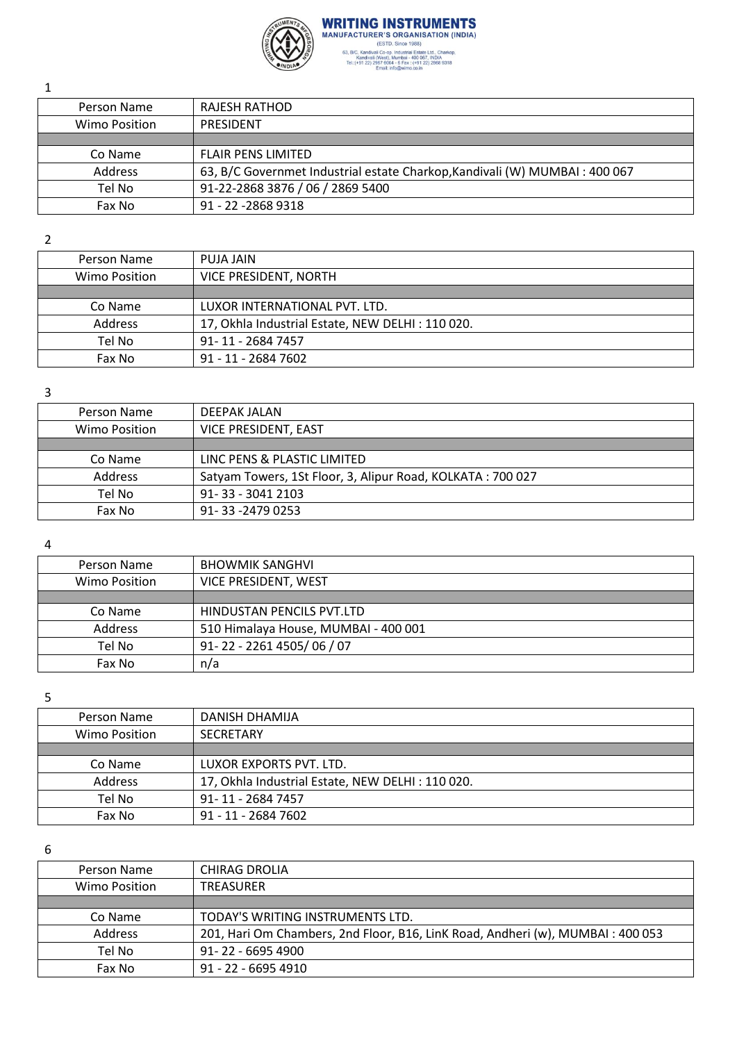**WRITING INSTRUMENTS**
**MANUFACTURER'S ORGANISATION (INDIA)**
(ESTD. Since 1988)
63, B/C. Kandivali Co-op. Industrial Estate Ltd., Charkop, Kandivali (West), Mumbai - 400 067, INDIA
Tel.:(+91 22) 2967 6004 - 6 Fax : (+91 22) 2868 9318
Email: info@wimo.co.in

1

| Person Name | RAJESH RATHOD |
|---|---|
| Wimo Position | PRESIDENT |
| | |
| Co Name | FLAIR PENS LIMITED |
| Address | 63, B/C Governmet Industrial estate Charkop,Kandivali (W) MUMBAI : 400 067 |
| Tel No | 91-22-2868 3876 / 06 / 2869 5400 |
| Fax No | 91 - 22 -2868 9318 |

2

| Person Name | PUJA JAIN |
|---|---|
| Wimo Position | VICE PRESIDENT, NORTH |
| | |
| Co Name | LUXOR INTERNATIONAL PVT. LTD. |
| Address | 17, Okhla Industrial Estate, NEW DELHI : 110 020. |
| Tel No | 91- 11 - 2684 7457 |
| Fax No | 91 - 11 - 2684 7602 |

3

| Person Name | DEEPAK JALAN |
|---|---|
| Wimo Position | VICE PRESIDENT, EAST |
| | |
| Co Name | LINC PENS & PLASTIC LIMITED |
| Address | Satyam Towers, 1St Floor, 3, Alipur Road, KOLKATA : 700 027 |
| Tel No | 91- 33 - 3041 2103 |
| Fax No | 91- 33 -2479 0253 |

4

| Person Name | BHOWMIK SANGHVI |
|---|---|
| Wimo Position | VICE PRESIDENT, WEST |
| | |
| Co Name | HINDUSTAN PENCILS PVT.LTD |
| Address | 510 Himalaya House, MUMBAI - 400 001 |
| Tel No | 91- 22 - 2261 4505/ 06 / 07 |
| Fax No | n/a |

5

| Person Name | DANISH DHAMIJA |
|---|---|
| Wimo Position | SECRETARY |
| | |
| Co Name | LUXOR EXPORTS PVT. LTD. |
| Address | 17, Okhla Industrial Estate, NEW DELHI : 110 020. |
| Tel No | 91- 11 - 2684 7457 |
| Fax No | 91 - 11 - 2684 7602 |

6

| Person Name | CHIRAG DROLIA |
|---|---|
| Wimo Position | TREASURER |
| | |
| Co Name | TODAY'S WRITING INSTRUMENTS LTD. |
| Address | 201, Hari Om Chambers, 2nd Floor, B16, LinK Road, Andheri (w), MUMBAI : 400 053 |
| Tel No | 91- 22 - 6695 4900 |
| Fax No | 91 - 22 - 6695 4910 |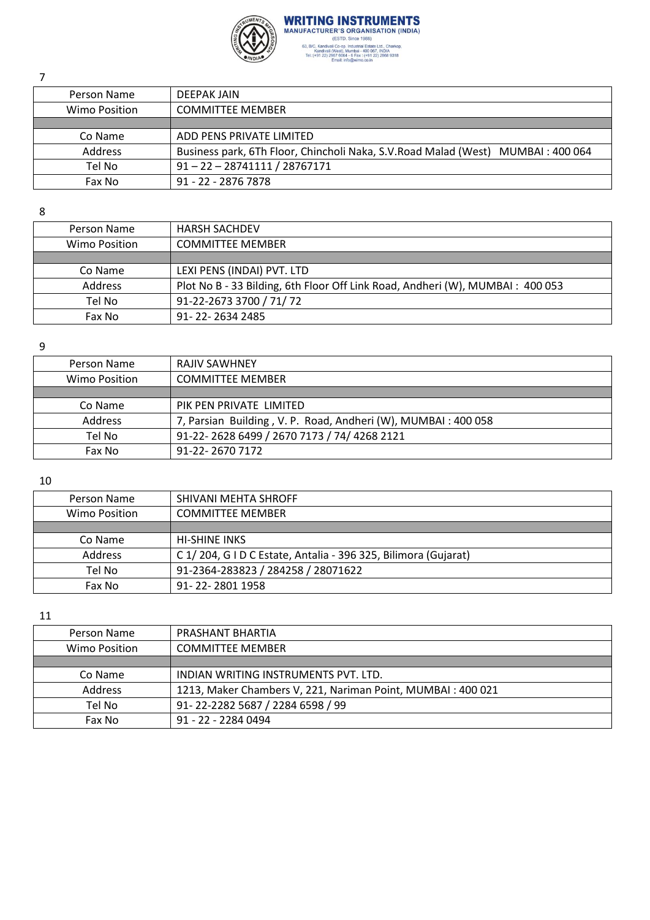7

| | |
|---|---|
| Person Name | DEEPAK JAIN |
| Wimo Position | COMMITTEE MEMBER |
| | |
| Co Name | ADD PENS PRIVATE LIMITED |
| Address | Business park, 6Th Floor, Chincholi Naka, S.V.Road Malad (West)   MUMBAI : 400 064 |
| Tel No | 91 – 22 – 28741111 / 28767171 |
| Fax No | 91 - 22 - 2876 7878 |

8

| | |
|---|---|
| Person Name | HARSH SACHDEV |
| Wimo Position | COMMITTEE MEMBER |
| | |
| Co Name | LEXI PENS (INDAI) PVT. LTD |
| Address | Plot No B - 33 Bilding, 6th Floor Off Link Road, Andheri (W), MUMBAI :  400 053 |
| Tel No | 91-22-2673 3700 / 71/ 72 |
| Fax No | 91- 22- 2634 2485 |

9

| | |
|---|---|
| Person Name | RAJIV SAWHNEY |
| Wimo Position | COMMITTEE MEMBER |
| | |
| Co Name | PIK PEN PRIVATE  LIMITED |
| Address | 7, Parsian  Building , V. P.  Road, Andheri (W), MUMBAI : 400 058 |
| Tel No | 91-22- 2628 6499 / 2670 7173 / 74/ 4268 2121 |
| Fax No | 91-22- 2670 7172 |

10

| | |
|---|---|
| Person Name | SHIVANI MEHTA SHROFF |
| Wimo Position | COMMITTEE MEMBER |
| | |
| Co Name | HI-SHINE INKS |
| Address | C 1/ 204, G I D C Estate, Antalia - 396 325, Bilimora (Gujarat) |
| Tel No | 91-2364-283823 / 284258 / 28071622 |
| Fax No | 91- 22- 2801 1958 |

11

| | |
|---|---|
| Person Name | PRASHANT BHARTIA |
| Wimo Position | COMMITTEE MEMBER |
| | |
| Co Name | INDIAN WRITING INSTRUMENTS PVT. LTD. |
| Address | 1213, Maker Chambers V, 221, Nariman Point, MUMBAI : 400 021 |
| Tel No | 91- 22-2282 5687 / 2284 6598 / 99 |
| Fax No | 91 - 22 - 2284 0494 |